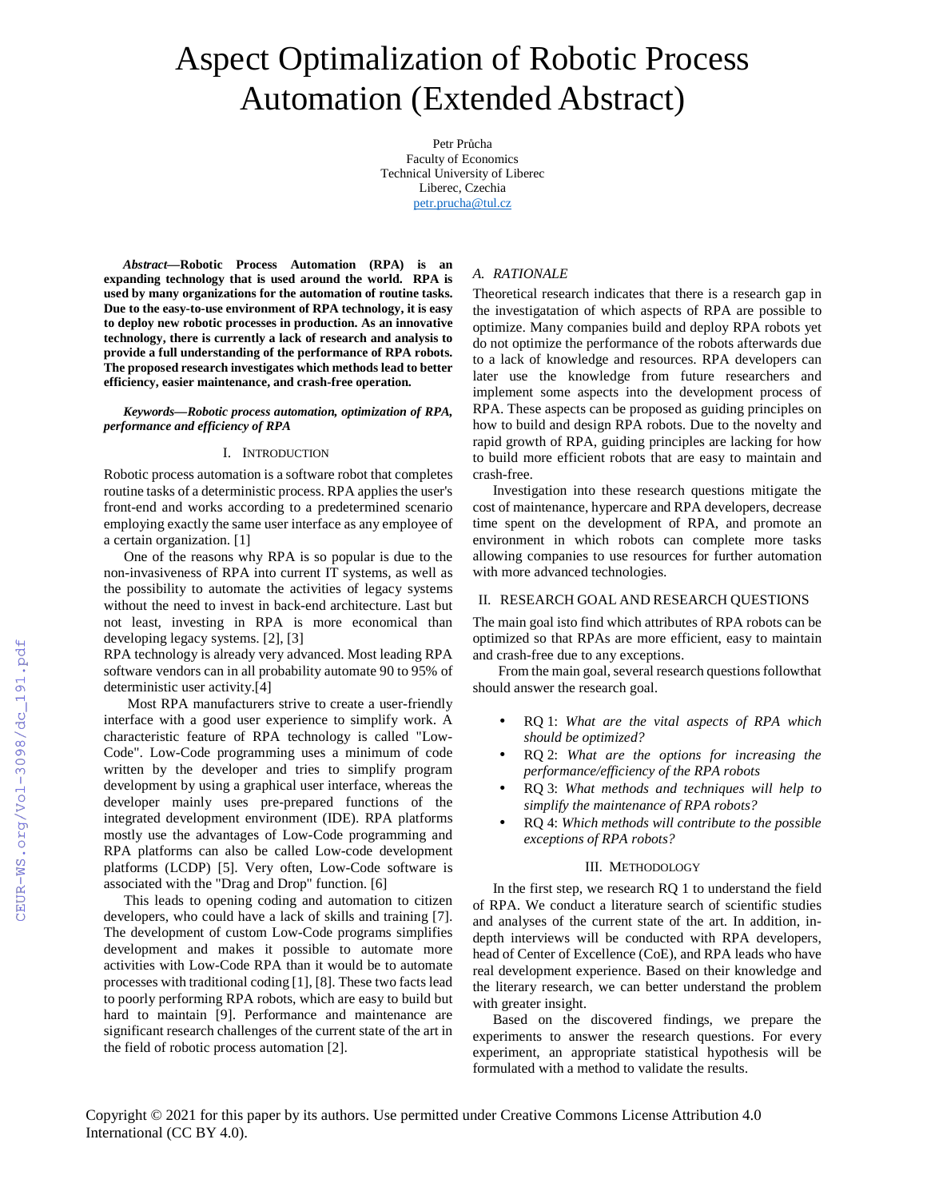# Aspect Optimalization of Robotic Process Automation (Extended Abstract)

Petr Průcha
Faculty of Economics
Technical University of Liberec
Liberec, Czechia
petr.prucha@tul.cz

***Abstract*—Robotic Process Automation (RPA) is an expanding technology that is used around the world. RPA is used by many organizations for the automation of routine tasks. Due to the easy-to-use environment of RPA technology, it is easy to deploy new robotic processes in production. As an innovative technology, there is currently a lack of research and analysis to provide a full understanding of the performance of RPA robots. The proposed research investigates which methods lead to better efficiency, easier maintenance, and crash-free operation.**

***Keywords*—*Robotic process automation, optimization of RPA, performance and efficiency of RPA***

## I. INTRODUCTION

Robotic process automation is a software robot that completes routine tasks of a deterministic process. RPA applies the user's front-end and works according to a predetermined scenario employing exactly the same user interface as any employee of a certain organization. [1]

One of the reasons why RPA is so popular is due to the non-invasiveness of RPA into current IT systems, as well as the possibility to automate the activities of legacy systems without the need to invest in back-end architecture. Last but not least, investing in RPA is more economical than developing legacy systems. [2], [3]

RPA technology is already very advanced. Most leading RPA software vendors can in all probability automate 90 to 95% of deterministic user activity.[4]

Most RPA manufacturers strive to create a user-friendly interface with a good user experience to simplify work. A characteristic feature of RPA technology is called "Low-Code". Low-Code programming uses a minimum of code written by the developer and tries to simplify program development by using a graphical user interface, whereas the developer mainly uses pre-prepared functions of the integrated development environment (IDE). RPA platforms mostly use the advantages of Low-Code programming and RPA platforms can also be called Low-code development platforms (LCDP) [5]. Very often, Low-Code software is associated with the "Drag and Drop" function. [6]

This leads to opening coding and automation to citizen developers, who could have a lack of skills and training [7]. The development of custom Low-Code programs simplifies development and makes it possible to automate more activities with Low-Code RPA than it would be to automate processes with traditional coding [1], [8]. These two facts lead to poorly performing RPA robots, which are easy to build but hard to maintain [9]. Performance and maintenance are significant research challenges of the current state of the art in the field of robotic process automation [2].

### A. RATIONALE

Theoretical research indicates that there is a research gap in the investigatation of which aspects of RPA are possible to optimize. Many companies build and deploy RPA robots yet do not optimize the performance of the robots afterwards due to a lack of knowledge and resources. RPA developers can later use the knowledge from future researchers and implement some aspects into the development process of RPA. These aspects can be proposed as guiding principles on how to build and design RPA robots. Due to the novelty and rapid growth of RPA, guiding principles are lacking for how to build more efficient robots that are easy to maintain and crash-free.

Investigation into these research questions mitigate the cost of maintenance, hypercare and RPA developers, decrease time spent on the development of RPA, and promote an environment in which robots can complete more tasks allowing companies to use resources for further automation with more advanced technologies.

## II. RESEARCH GOAL AND RESEARCH QUESTIONS

The main goal isto find which attributes of RPA robots can be optimized so that RPAs are more efficient, easy to maintain and crash-free due to any exceptions.

From the main goal, several research questions followthat should answer the research goal.

- RQ 1: *What are the vital aspects of RPA which should be optimized?*
- RQ 2: *What are the options for increasing the performance/efficiency of the RPA robots*
- RQ 3: *What methods and techniques will help to simplify the maintenance of RPA robots?*
- RQ 4: *Which methods will contribute to the possible exceptions of RPA robots?*

## III. METHODOLOGY

In the first step, we research RQ 1 to understand the field of RPA. We conduct a literature search of scientific studies and analyses of the current state of the art. In addition, in-depth interviews will be conducted with RPA developers, head of Center of Excellence (CoE), and RPA leads who have real development experience. Based on their knowledge and the literary research, we can better understand the problem with greater insight.

Based on the discovered findings, we prepare the experiments to answer the research questions. For every experiment, an appropriate statistical hypothesis will be formulated with a method to validate the results.

Copyright © 2021 for this paper by its authors. Use permitted under Creative Commons License Attribution 4.0 International (CC BY 4.0).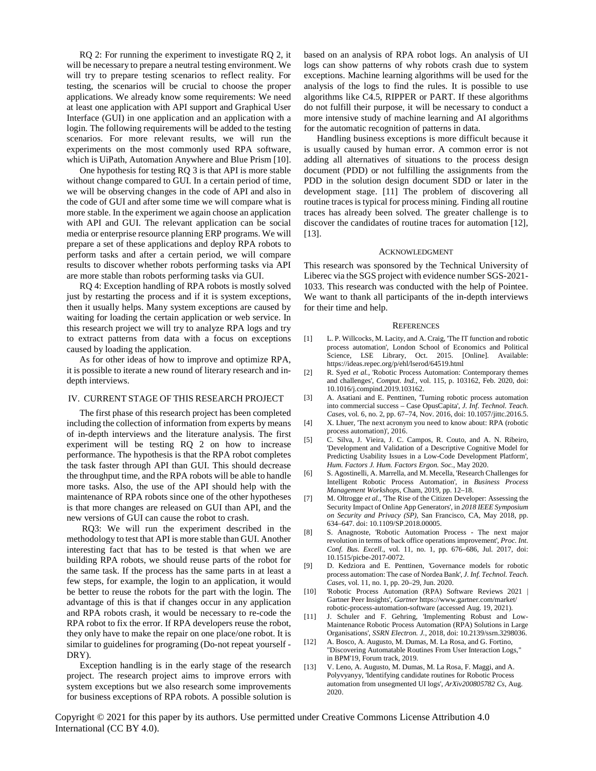RQ 2: For running the experiment to investigate RQ 2, it will be necessary to prepare a neutral testing environment. We will try to prepare testing scenarios to reflect reality. For testing, the scenarios will be crucial to choose the proper applications. We already know some requirements: We need at least one application with API support and Graphical User Interface (GUI) in one application and an application with a login. The following requirements will be added to the testing scenarios. For more relevant results, we will run the experiments on the most commonly used RPA software, which is UiPath, Automation Anywhere and Blue Prism [10].

One hypothesis for testing RQ 3 is that API is more stable without change compared to GUI. In a certain period of time, we will be observing changes in the code of API and also in the code of GUI and after some time we will compare what is more stable. In the experiment we again choose an application with API and GUI. The relevant application can be social media or enterprise resource planning ERP programs. We will prepare a set of these applications and deploy RPA robots to perform tasks and after a certain period, we will compare results to discover whether robots performing tasks via API are more stable than robots performing tasks via GUI.

RQ 4: Exception handling of RPA robots is mostly solved just by restarting the process and if it is system exceptions, then it usually helps. Many system exceptions are caused by waiting for loading the certain application or web service. In this research project we will try to analyze RPA logs and try to extract patterns from data with a focus on exceptions caused by loading the application.

As for other ideas of how to improve and optimize RPA, it is possible to iterate a new round of literary research and in-depth interviews.

## IV. CURRENT STAGE OF THIS RESEARCH PROJECT

The first phase of this research project has been completed including the collection of information from experts by means of in-depth interviews and the literature analysis. The first experiment will be testing RQ 2 on how to increase performance. The hypothesis is that the RPA robot completes the task faster through API than GUI. This should decrease the throughput time, and the RPA robots will be able to handle more tasks. Also, the use of the API should help with the maintenance of RPA robots since one of the other hypotheses is that more changes are released on GUI than API, and the new versions of GUI can cause the robot to crash.

RQ3: We will run the experiment described in the methodology to test that API is more stable than GUI. Another interesting fact that has to be tested is that when we are building RPA robots, we should reuse parts of the robot for the same task. If the process has the same parts in at least a few steps, for example, the login to an application, it would be better to reuse the robots for the part with the login. The advantage of this is that if changes occur in any application and RPA robots crash, it would be necessary to re-code the RPA robot to fix the error. If RPA developers reuse the robot, they only have to make the repair on one place/one robot. It is similar to guidelines for programing (Do-not repeat yourself - DRY).

Exception handling is in the early stage of the research project. The research project aims to improve errors with system exceptions but we also research some improvements for business exceptions of RPA robots. A possible solution is based on an analysis of RPA robot logs. An analysis of UI logs can show patterns of why robots crash due to system exceptions. Machine learning algorithms will be used for the analysis of the logs to find the rules. It is possible to use algorithms like C4.5, RIPPER or PART. If these algorithms do not fulfill their purpose, it will be necessary to conduct a more intensive study of machine learning and AI algorithms for the automatic recognition of patterns in data.

Handling business exceptions is more difficult because it is usually caused by human error. A common error is not adding all alternatives of situations to the process design document (PDD) or not fulfilling the assignments from the PDD in the solution design document SDD or later in the development stage. [11] The problem of discovering all routine traces is typical for process mining. Finding all routine traces has already been solved. The greater challenge is to discover the candidates of routine traces for automation [12], [13].

## ACKNOWLEDGMENT

This research was sponsored by the Technical University of Liberec via the SGS project with evidence number SGS-2021-1033. This research was conducted with the help of Pointee. We want to thank all participants of the in-depth interviews for their time and help.

## REFERENCES

[1] L. P. Willcocks, M. Lacity, and A. Craig, 'The IT function and robotic process automation', London School of Economics and Political Science, LSE Library, Oct. 2015. [Online]. Available: https://ideas.repec.org/p/ehl/lserod/64519.html

[2] R. Syed *et al.*, 'Robotic Process Automation: Contemporary themes and challenges', *Comput. Ind.*, vol. 115, p. 103162, Feb. 2020, doi: 10.1016/j.compind.2019.103162.

[3] A. Asatiani and E. Penttinen, 'Turning robotic process automation into commercial success – Case OpusCapita', *J. Inf. Technol. Teach. Cases*, vol. 6, no. 2, pp. 67–74, Nov. 2016, doi: 10.1057/jittc.2016.5.

[4] X. Lhuer, 'The next acronym you need to know about: RPA (robotic process automation)', 2016.

[5] C. Silva, J. Vieira, J. C. Campos, R. Couto, and A. N. Ribeiro, 'Development and Validation of a Descriptive Cognitive Model for Predicting Usability Issues in a Low-Code Development Platform', *Hum. Factors J. Hum. Factors Ergon. Soc.*, May 2020.

[6] S. Agostinelli, A. Marrella, and M. Mecella, 'Research Challenges for Intelligent Robotic Process Automation', in *Business Process Management Workshops*, Cham, 2019, pp. 12–18.

[7] M. Oltrogge *et al.*, 'The Rise of the Citizen Developer: Assessing the Security Impact of Online App Generators', in *2018 IEEE Symposium on Security and Privacy (SP)*, San Francisco, CA, May 2018, pp. 634–647. doi: 10.1109/SP.2018.00005.

[8] S. Anagnoste, 'Robotic Automation Process - The next major revolution in terms of back office operations improvement', *Proc. Int. Conf. Bus. Excell.*, vol. 11, no. 1, pp. 676–686, Jul. 2017, doi: 10.1515/picbe-2017-0072.

[9] D. Kedziora and E. Penttinen, 'Governance models for robotic process automation: The case of Nordea Bank', *J. Inf. Technol. Teach. Cases*, vol. 11, no. 1, pp. 20–29, Jun. 2020.

[10] 'Robotic Process Automation (RPA) Software Reviews 2021 | Gartner Peer Insights', *Gartner* https://www.gartner.com/market/robotic-process-automation-software (accessed Aug. 19, 2021).

[11] J. Schuler and F. Gehring, 'Implementing Robust and Low-Maintenance Robotic Process Automation (RPA) Solutions in Large Organisations', *SSRN Electron. J.*, 2018, doi: 10.2139/ssrn.3298036.

[12] A. Bosco, A. Augusto, M. Dumas, M. La Rosa, and G. Fortino, "Discovering Automatable Routines From User Interaction Logs," in BPM'19, Forum track, 2019.

[13] V. Leno, A. Augusto, M. Dumas, M. La Rosa, F. Maggi, and A. Polyvyanyy, 'Identifying candidate routines for Robotic Process automation from unsegmented UI logs', *ArXiv200805782 Cs*, Aug. 2020.

Copyright © 2021 for this paper by its authors. Use permitted under Creative Commons License Attribution 4.0 International (CC BY 4.0).